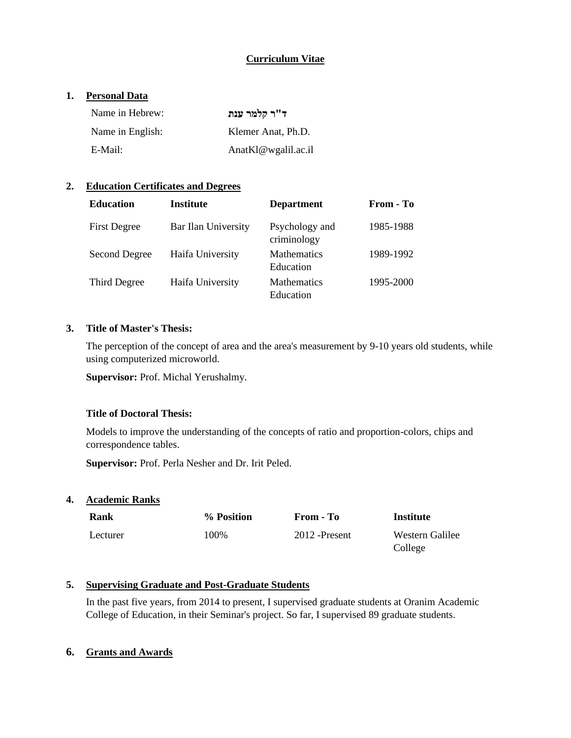# Curriculum Vitae

## 1. Personal Data

| | |
|---|---|
| Name in Hebrew: | **ד"ר קלמר ענת** |
| Name in English: | Klemer Anat, Ph.D. |
| E-Mail: | AnatKl@wgalil.ac.il |

## 2. Education Certificates and Degrees

| Education | Institute | Department | From - To |
|---|---|---|---|
| First Degree | Bar Ilan University | Psychology and criminology | 1985-1988 |
| Second Degree | Haifa University | Mathematics Education | 1989-1992 |
| Third Degree | Haifa University | Mathematics Education | 1995-2000 |

## 3. Title of Master's Thesis:

The perception of the concept of area and the area's measurement by 9-10 years old students, while using computerized microworld.

**Supervisor:** Prof. Michal Yerushalmy.

**Title of Doctoral Thesis:**

Models to improve the understanding of the concepts of ratio and proportion-colors, chips and correspondence tables.

**Supervisor:** Prof. Perla Nesher and Dr. Irit Peled.

## 4. Academic Ranks

| Rank | % Position | From - To | Institute |
|---|---|---|---|
| Lecturer | 100% | 2012 -Present | Western Galilee College |

## 5. Supervising Graduate and Post-Graduate Students

In the past five years, from 2014 to present, I supervised graduate students at Oranim Academic College of Education, in their Seminar's project. So far, I supervised 89 graduate students.

## 6. Grants and Awards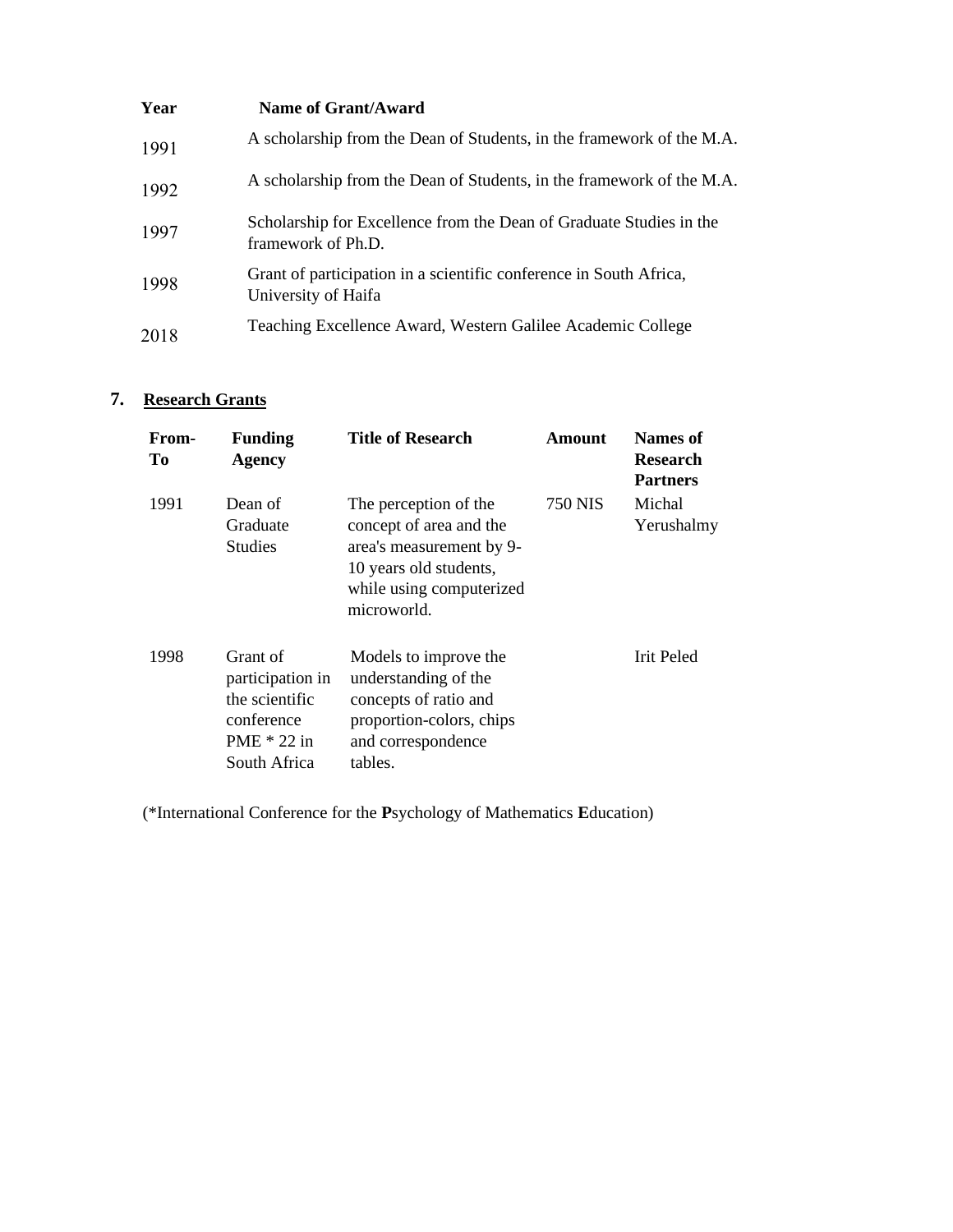| Year | Name of Grant/Award |
| --- | --- |
| 1991 | A scholarship from the Dean of Students, in the framework of the M.A. |
| 1992 | A scholarship from the Dean of Students, in the framework of the M.A. |
| 1997 | Scholarship for Excellence from the Dean of Graduate Studies in the framework of Ph.D. |
| 1998 | Grant of participation in a scientific conference in South Africa, University of Haifa |
| 2018 | Teaching Excellence Award, Western Galilee Academic College |

## 7. Research Grants

| From-To | Funding Agency | Title of Research | Amount | Names of Research Partners |
| --- | --- | --- | --- | --- |
| 1991 | Dean of Graduate Studies | The perception of the concept of area and the area's measurement by 9-10 years old students, while using computerized microworld. | 750 NIS | Michal Yerushalmy |
| 1998 | Grant of participation in the scientific conference PME * 22 in South Africa | Models to improve the understanding of the concepts of ratio and proportion-colors, chips and correspondence tables. | | Irit Peled |

(*International Conference for the **P**sychology of Mathematics **E**ducation)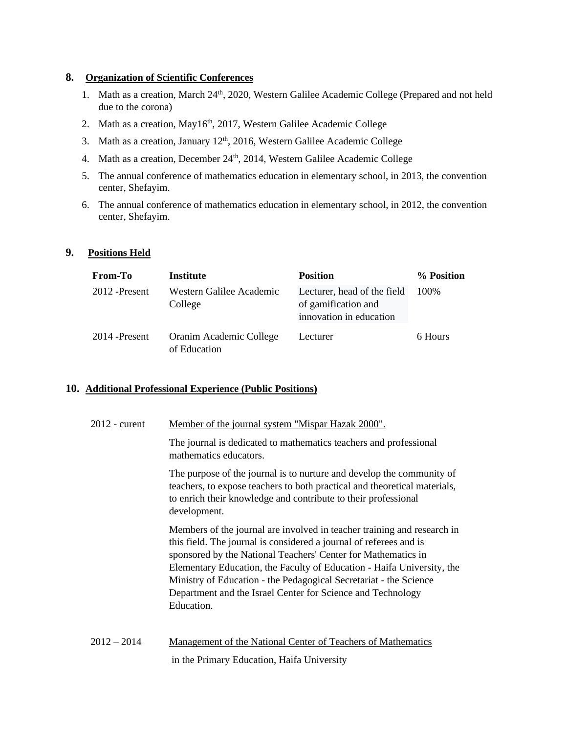## 8. Organization of Scientific Conferences

1. Math as a creation, March 24th, 2020, Western Galilee Academic College (Prepared and not held due to the corona)
2. Math as a creation, May16th, 2017, Western Galilee Academic College
3. Math as a creation, January 12th, 2016, Western Galilee Academic College
4. Math as a creation, December 24th, 2014, Western Galilee Academic College
5. The annual conference of mathematics education in elementary school, in 2013, the convention center, Shefayim.
6. The annual conference of mathematics education in elementary school, in 2012, the convention center, Shefayim.

## 9. Positions Held

| From-To | Institute | Position | % Position |
|---|---|---|---|
| 2012 -Present | Western Galilee Academic College | Lecturer, head of the field of gamification and innovation in education | 100% |
| 2014 -Present | Oranim Academic College of Education | Lecturer | 6 Hours |

## 10. Additional Professional Experience (Public Positions)

2012 - curent — Member of the journal system "Mispar Hazak 2000".

The journal is dedicated to mathematics teachers and professional mathematics educators.

The purpose of the journal is to nurture and develop the community of teachers, to expose teachers to both practical and theoretical materials, to enrich their knowledge and contribute to their professional development.

Members of the journal are involved in teacher training and research in this field. The journal is considered a journal of referees and is sponsored by the National Teachers' Center for Mathematics in Elementary Education, the Faculty of Education - Haifa University, the Ministry of Education - the Pedagogical Secretariat - the Science Department and the Israel Center for Science and Technology Education.

2012 – 2014 — Management of the National Center of Teachers of Mathematics in the Primary Education, Haifa University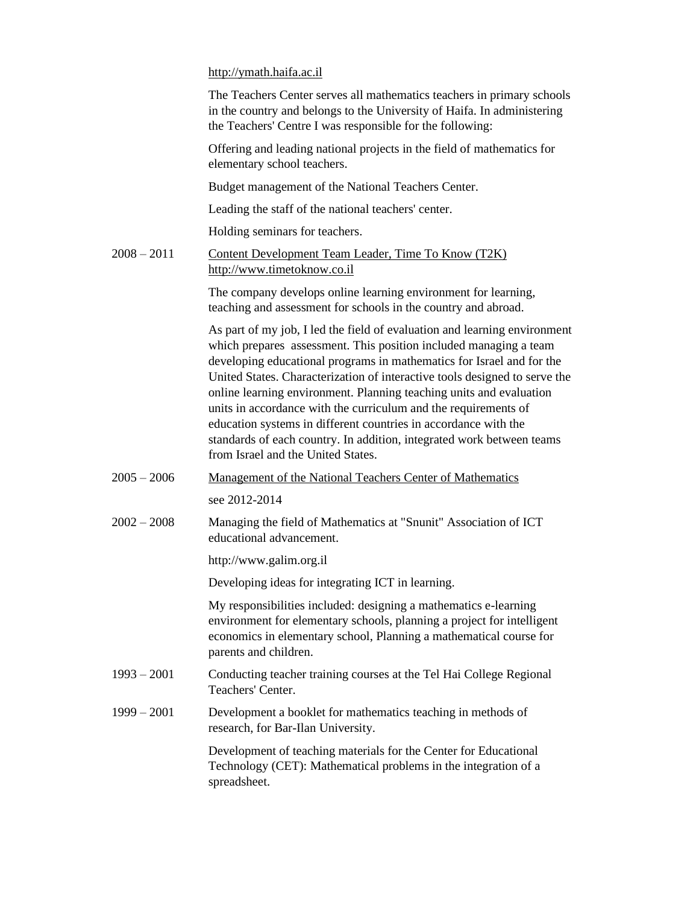http://ymath.haifa.ac.il

The Teachers Center serves all mathematics teachers in primary schools in the country and belongs to the University of Haifa. In administering the Teachers' Centre I was responsible for the following:

Offering and leading national projects in the field of mathematics for elementary school teachers.

Budget management of the National Teachers Center.

Leading the staff of the national teachers' center.

Holding seminars for teachers.

**2008 – 2011** Content Development Team Leader, Time To Know (T2K)
http://www.timetoknow.co.il

The company develops online learning environment for learning, teaching and assessment for schools in the country and abroad.

As part of my job, I led the field of evaluation and learning environment which prepares assessment. This position included managing a team developing educational programs in mathematics for Israel and for the United States. Characterization of interactive tools designed to serve the online learning environment. Planning teaching units and evaluation units in accordance with the curriculum and the requirements of education systems in different countries in accordance with the standards of each country. In addition, integrated work between teams from Israel and the United States.

**2005 – 2006** Management of the National Teachers Center of Mathematics

see 2012-2014

**2002 – 2008** Managing the field of Mathematics at "Snunit" Association of ICT educational advancement.

http://www.galim.org.il

Developing ideas for integrating ICT in learning.

My responsibilities included: designing a mathematics e-learning environment for elementary schools, planning a project for intelligent economics in elementary school, Planning a mathematical course for parents and children.

**1993 – 2001** Conducting teacher training courses at the Tel Hai College Regional Teachers' Center.

**1999 – 2001** Development a booklet for mathematics teaching in methods of research, for Bar-Ilan University.

Development of teaching materials for the Center for Educational Technology (CET): Mathematical problems in the integration of a spreadsheet.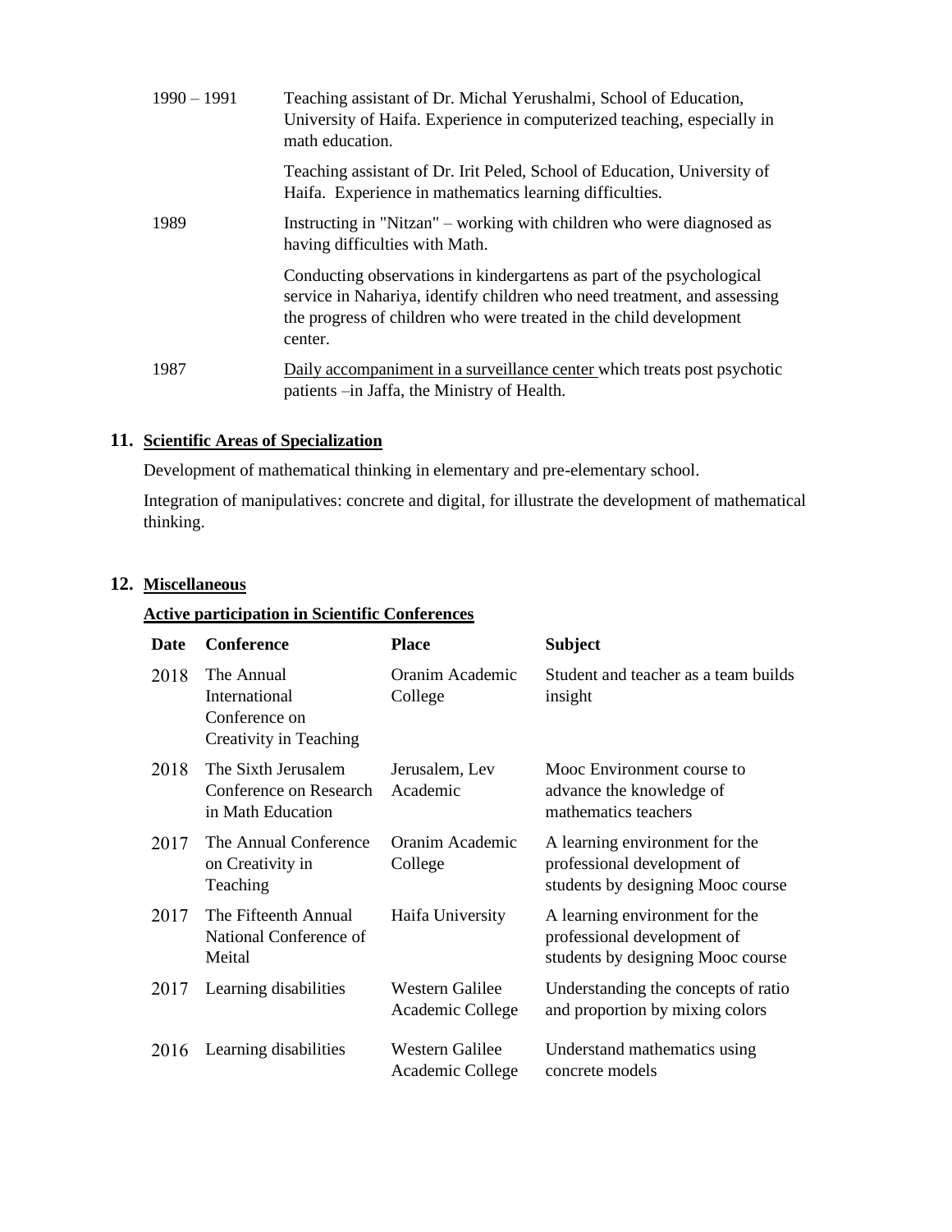| | |
|---|---|
| 1990 – 1991 | Teaching assistant of Dr. Michal Yerushalmi, School of Education, University of Haifa. Experience in computerized teaching, especially in math education. |
| | Teaching assistant of Dr. Irit Peled, School of Education, University of Haifa. Experience in mathematics learning difficulties. |
| 1989 | Instructing in "Nitzan" – working with children who were diagnosed as having difficulties with Math. |
| | Conducting observations in kindergartens as part of the psychological service in Nahariya, identify children who need treatment, and assessing the progress of children who were treated in the child development center. |
| 1987 | Daily accompaniment in a surveillance center which treats post psychotic patients –in Jaffa, the Ministry of Health. |

## 11. Scientific Areas of Specialization

Development of mathematical thinking in elementary and pre-elementary school.

Integration of manipulatives: concrete and digital, for illustrate the development of mathematical thinking.

## 12. Miscellaneous

### Active participation in Scientific Conferences

| Date | Conference | Place | Subject |
|---|---|---|---|
| 2018 | The Annual International Conference on Creativity in Teaching | Oranim Academic College | Student and teacher as a team builds insight |
| 2018 | The Sixth Jerusalem Conference on Research in Math Education | Jerusalem, Lev Academic | Mooc Environment course to advance the knowledge of mathematics teachers |
| 2017 | The Annual Conference on Creativity in Teaching | Oranim Academic College | A learning environment for the professional development of students by designing Mooc course |
| 2017 | The Fifteenth Annual National Conference of Meital | Haifa University | A learning environment for the professional development of students by designing Mooc course |
| 2017 | Learning disabilities | Western Galilee Academic College | Understanding the concepts of ratio and proportion by mixing colors |
| 2016 | Learning disabilities | Western Galilee Academic College | Understand mathematics using concrete models |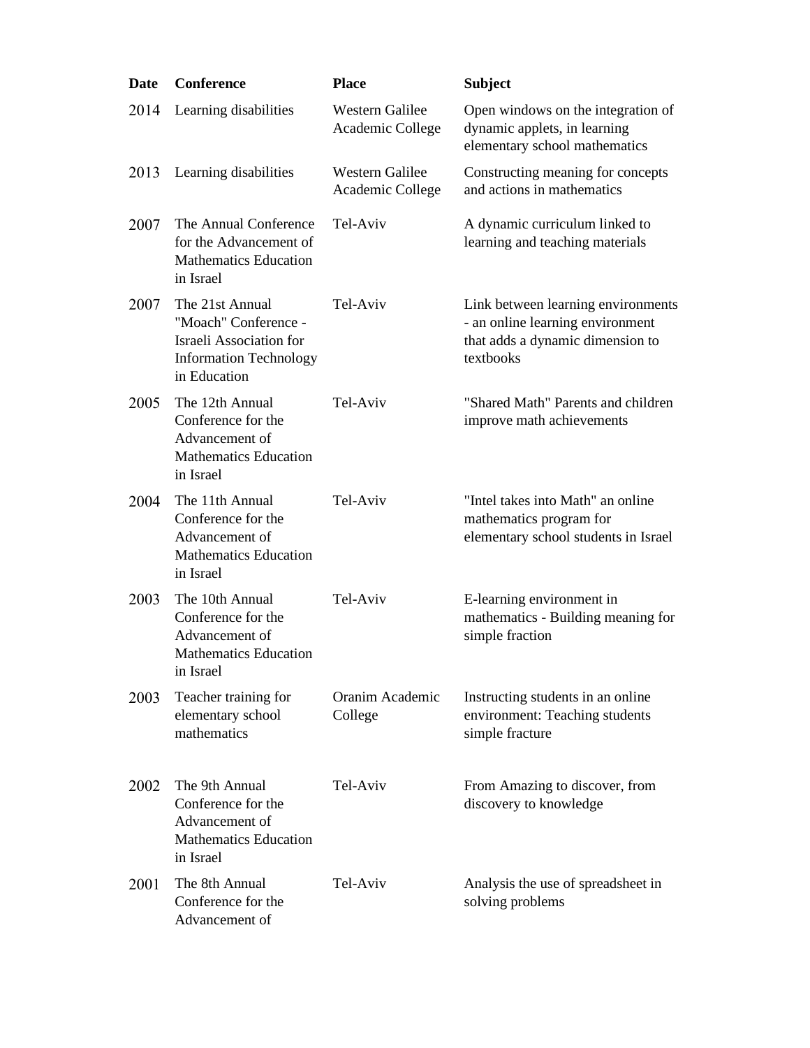| Date | Conference | Place | Subject |
|---|---|---|---|
| 2014 | Learning disabilities | Western Galilee Academic College | Open windows on the integration of dynamic applets, in learning elementary school mathematics |
| 2013 | Learning disabilities | Western Galilee Academic College | Constructing meaning for concepts and actions in mathematics |
| 2007 | The Annual Conference for the Advancement of Mathematics Education in Israel | Tel-Aviv | A dynamic curriculum linked to learning and teaching materials |
| 2007 | The 21st Annual "Moach" Conference - Israeli Association for Information Technology in Education | Tel-Aviv | Link between learning environments - an online learning environment that adds a dynamic dimension to textbooks |
| 2005 | The 12th Annual Conference for the Advancement of Mathematics Education in Israel | Tel-Aviv | "Shared Math" Parents and children improve math achievements |
| 2004 | The 11th Annual Conference for the Advancement of Mathematics Education in Israel | Tel-Aviv | "Intel takes into Math" an online mathematics program for elementary school students in Israel |
| 2003 | The 10th Annual Conference for the Advancement of Mathematics Education in Israel | Tel-Aviv | E-learning environment in mathematics - Building meaning for simple fraction |
| 2003 | Teacher training for elementary school mathematics | Oranim Academic College | Instructing students in an online environment: Teaching students simple fracture |
| 2002 | The 9th Annual Conference for the Advancement of Mathematics Education in Israel | Tel-Aviv | From Amazing to discover, from discovery to knowledge |
| 2001 | The 8th Annual Conference for the Advancement of | Tel-Aviv | Analysis the use of spreadsheet in solving problems |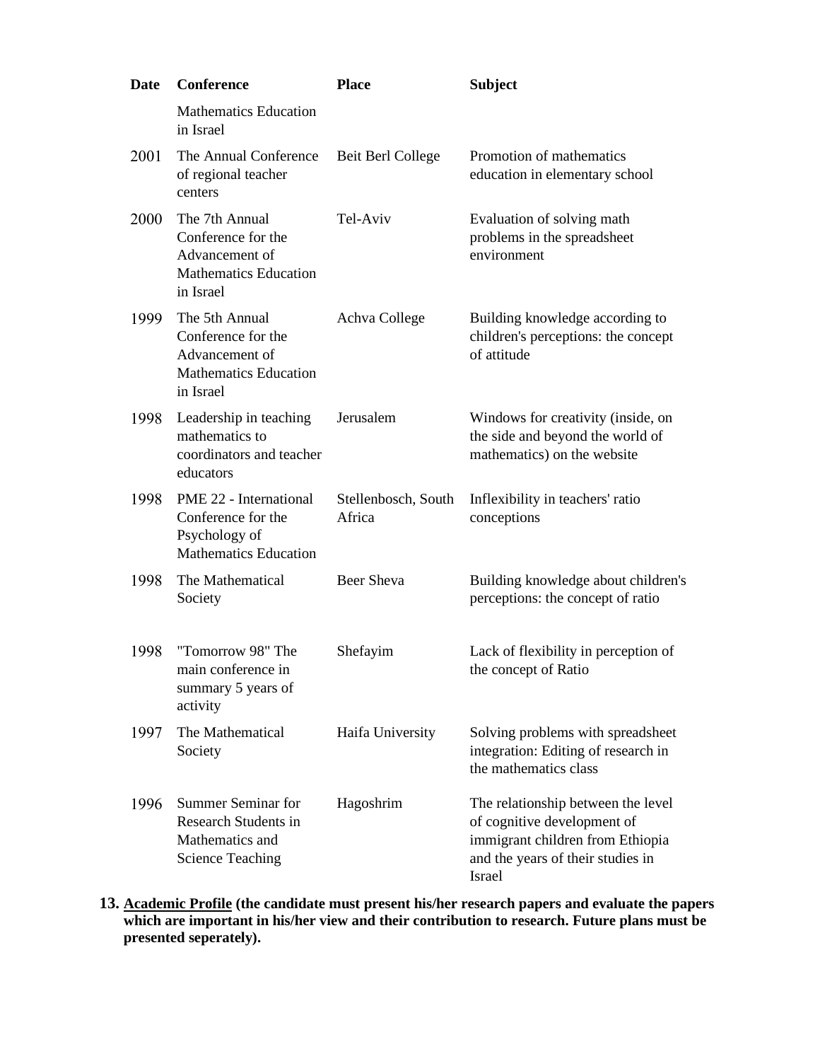| Date | Conference | Place | Subject |
|---|---|---|---|
| | Mathematics Education in Israel | | |
| 2001 | The Annual Conference of regional teacher centers | Beit Berl College | Promotion of mathematics education in elementary school |
| 2000 | The 7th Annual Conference for the Advancement of Mathematics Education in Israel | Tel-Aviv | Evaluation of solving math problems in the spreadsheet environment |
| 1999 | The 5th Annual Conference for the Advancement of Mathematics Education in Israel | Achva College | Building knowledge according to children's perceptions: the concept of attitude |
| 1998 | Leadership in teaching mathematics to coordinators and teacher educators | Jerusalem | Windows for creativity (inside, on the side and beyond the world of mathematics) on the website |
| 1998 | PME 22 - International Conference for the Psychology of Mathematics Education | Stellenbosch, South Africa | Inflexibility in teachers' ratio conceptions |
| 1998 | The Mathematical Society | Beer Sheva | Building knowledge about children's perceptions: the concept of ratio |
| 1998 | "Tomorrow 98" The main conference in summary 5 years of activity | Shefayim | Lack of flexibility in perception of the concept of Ratio |
| 1997 | The Mathematical Society | Haifa University | Solving problems with spreadsheet integration: Editing of research in the mathematics class |
| 1996 | Summer Seminar for Research Students in Mathematics and Science Teaching | Hagoshrim | The relationship between the level of cognitive development of immigrant children from Ethiopia and the years of their studies in Israel |

**13. <u>Academic Profile</u> (the candidate must present his/her research papers and evaluate the papers which are important in his/her view and their contribution to research. Future plans must be presented seperately).**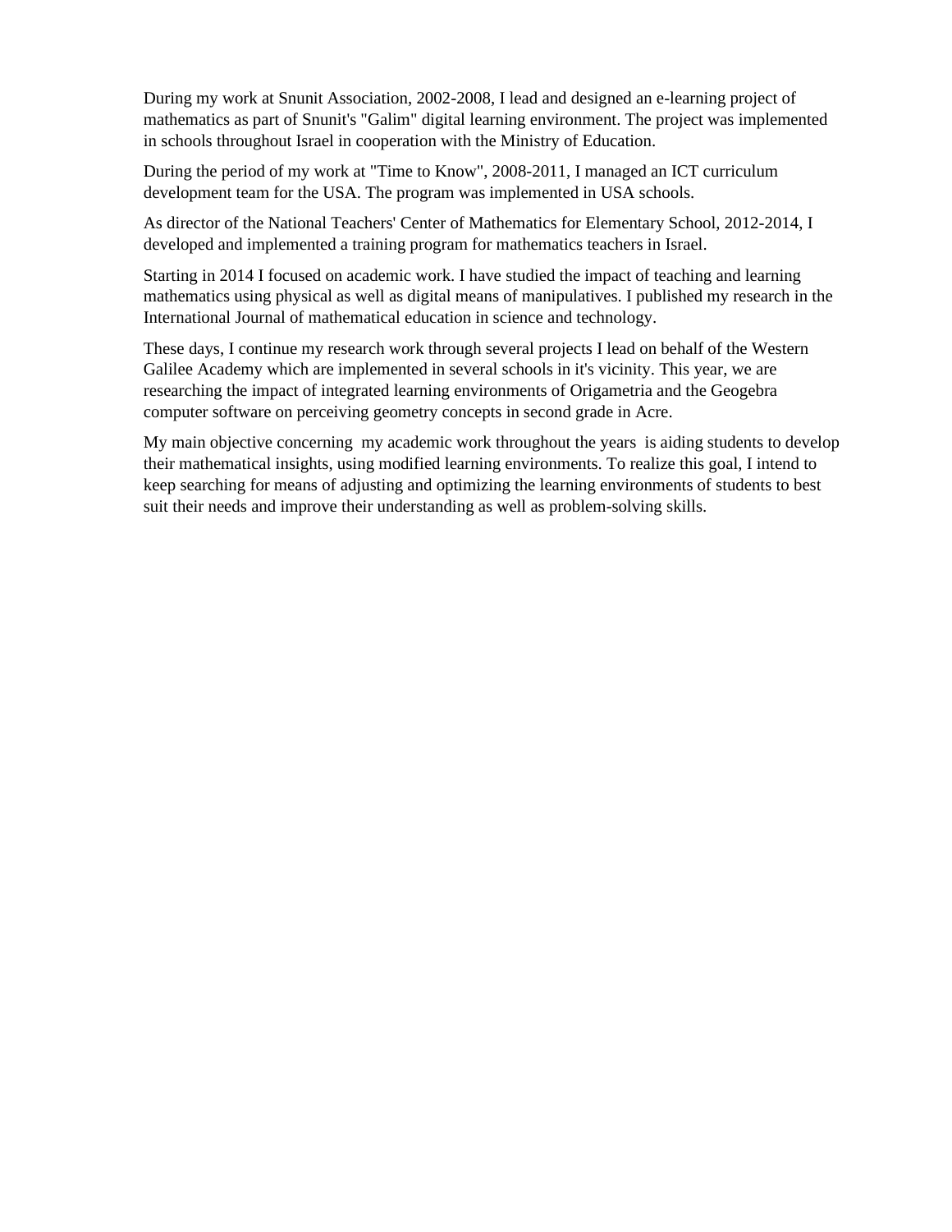During my work at Snunit Association, 2002-2008, I lead and designed an e-learning project of mathematics as part of Snunit's "Galim" digital learning environment. The project was implemented in schools throughout Israel in cooperation with the Ministry of Education.

During the period of my work at "Time to Know", 2008-2011, I managed an ICT curriculum development team for the USA. The program was implemented in USA schools.

As director of the National Teachers' Center of Mathematics for Elementary School, 2012-2014, I developed and implemented a training program for mathematics teachers in Israel.

Starting in 2014 I focused on academic work. I have studied the impact of teaching and learning mathematics using physical as well as digital means of manipulatives. I published my research in the International Journal of mathematical education in science and technology.

These days, I continue my research work through several projects I lead on behalf of the Western Galilee Academy which are implemented in several schools in it's vicinity. This year, we are researching the impact of integrated learning environments of Origametria and the Geogebra computer software on perceiving geometry concepts in second grade in Acre.

My main objective concerning my academic work throughout the years is aiding students to develop their mathematical insights, using modified learning environments. To realize this goal, I intend to keep searching for means of adjusting and optimizing the learning environments of students to best suit their needs and improve their understanding as well as problem-solving skills.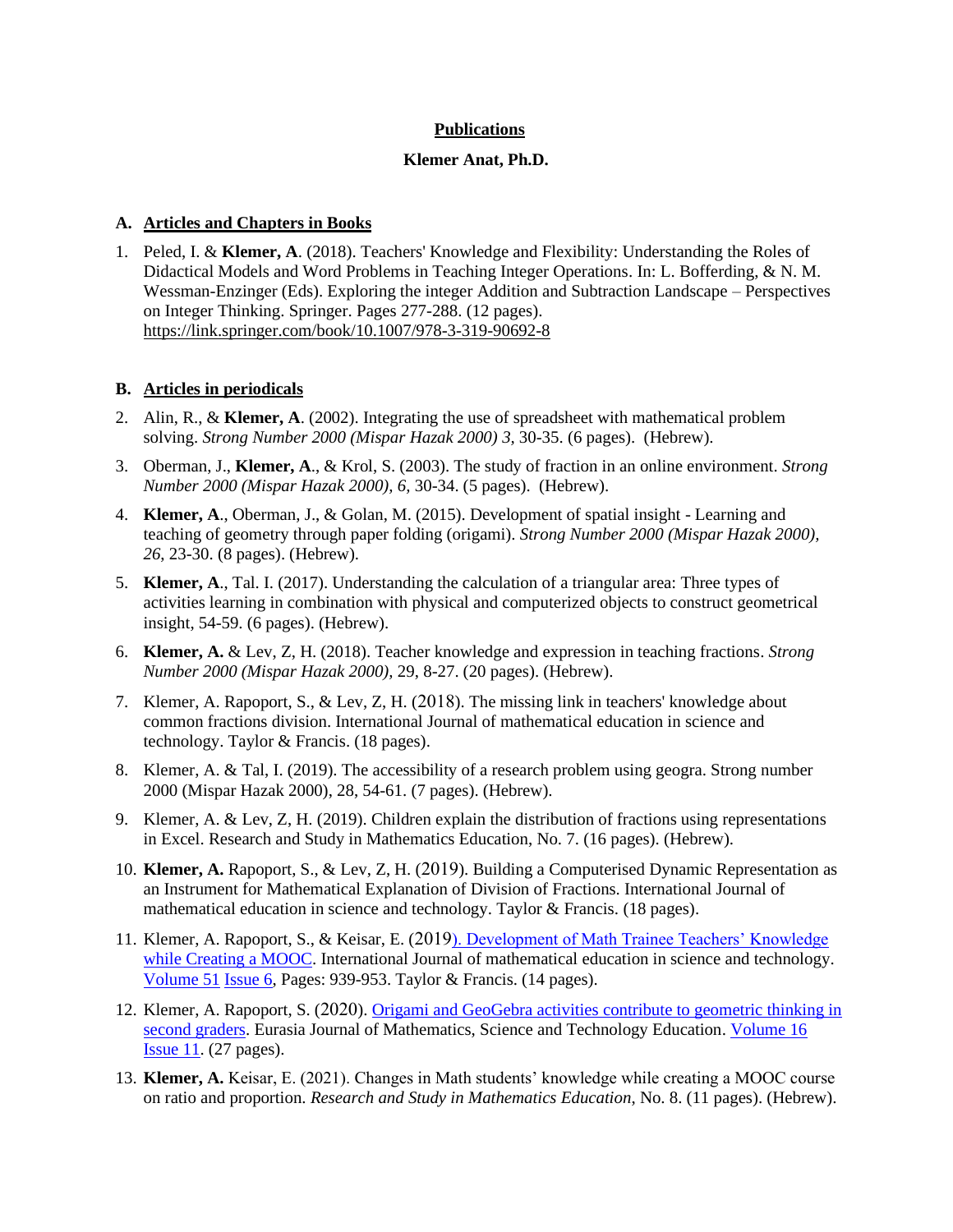**Publications**

**Klemer Anat, Ph.D.**

**A. Articles and Chapters in Books**

1. Peled, I. & **Klemer, A**. (2018). Teachers' Knowledge and Flexibility: Understanding the Roles of Didactical Models and Word Problems in Teaching Integer Operations. In: L. Bofferding, & N. M. Wessman-Enzinger (Eds). Exploring the integer Addition and Subtraction Landscape – Perspectives on Integer Thinking. Springer. Pages 277-288. (12 pages). https://link.springer.com/book/10.1007/978-3-319-90692-8

**B. Articles in periodicals**

2. Alin, R., & **Klemer, A**. (2002). Integrating the use of spreadsheet with mathematical problem solving. *Strong Number 2000 (Mispar Hazak 2000) 3*, 30-35. (6 pages). (Hebrew).
3. Oberman, J., **Klemer, A**., & Krol, S. (2003). The study of fraction in an online environment. *Strong Number 2000 (Mispar Hazak 2000), 6,* 30-34. (5 pages). (Hebrew).
4. **Klemer, A**., Oberman, J., & Golan, M. (2015). Development of spatial insight - Learning and teaching of geometry through paper folding (origami). *Strong Number 2000 (Mispar Hazak 2000), 26*, 23-30. (8 pages). (Hebrew).
5. **Klemer, A**., Tal. I. (2017). Understanding the calculation of a triangular area: Three types of activities learning in combination with physical and computerized objects to construct geometrical insight, 54-59. (6 pages). (Hebrew).
6. **Klemer, A.** & Lev, Z, H. (2018). Teacher knowledge and expression in teaching fractions. *Strong Number 2000 (Mispar Hazak 2000),* 29, 8-27. (20 pages). (Hebrew).
7. Klemer, A. Rapoport, S., & Lev, Z, H. (2018). The missing link in teachers' knowledge about common fractions division. International Journal of mathematical education in science and technology. Taylor & Francis. (18 pages).
8. Klemer, A. & Tal, I. (2019). The accessibility of a research problem using geogra. Strong number 2000 (Mispar Hazak 2000), 28, 54-61. (7 pages). (Hebrew).
9. Klemer, A. & Lev, Z, H. (2019). Children explain the distribution of fractions using representations in Excel. Research and Study in Mathematics Education, No. 7. (16 pages). (Hebrew).
10. **Klemer, A.** Rapoport, S., & Lev, Z, H. (2019). Building a Computerised Dynamic Representation as an Instrument for Mathematical Explanation of Division of Fractions. International Journal of mathematical education in science and technology. Taylor & Francis. (18 pages).
11. Klemer, A. Rapoport, S., & Keisar, E. (2019). Development of Math Trainee Teachers' Knowledge while Creating a MOOC. International Journal of mathematical education in science and technology. Volume 51 Issue 6, Pages: 939-953. Taylor & Francis. (14 pages).
12. Klemer, A. Rapoport, S. (2020). Origami and GeoGebra activities contribute to geometric thinking in second graders. Eurasia Journal of Mathematics, Science and Technology Education. Volume 16 Issue 11. (27 pages).
13. **Klemer, A.** Keisar, E. (2021). Changes in Math students' knowledge while creating a MOOC course on ratio and proportion. *Research and Study in Mathematics Education,* No. 8. (11 pages). (Hebrew).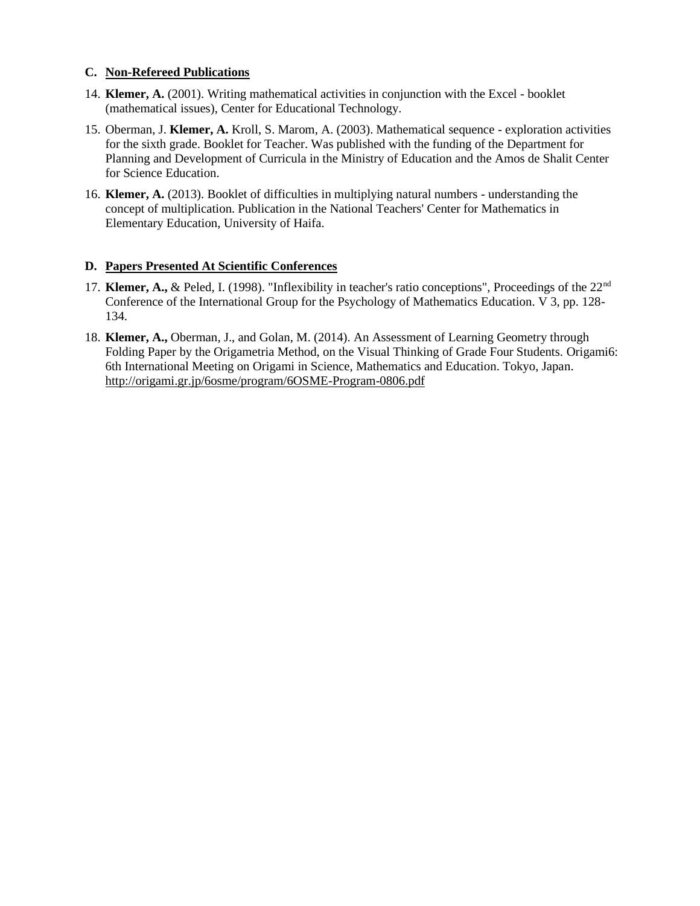### C. Non-Refereed Publications

14. **Klemer, A.** (2001). Writing mathematical activities in conjunction with the Excel - booklet (mathematical issues), Center for Educational Technology.

15. Oberman, J. **Klemer, A.** Kroll, S. Marom, A. (2003). Mathematical sequence - exploration activities for the sixth grade. Booklet for Teacher. Was published with the funding of the Department for Planning and Development of Curricula in the Ministry of Education and the Amos de Shalit Center for Science Education.

16. **Klemer, A.** (2013). Booklet of difficulties in multiplying natural numbers - understanding the concept of multiplication. Publication in the National Teachers' Center for Mathematics in Elementary Education, University of Haifa.

### D. Papers Presented At Scientific Conferences

17. **Klemer, A.,** & Peled, I. (1998). "Inflexibility in teacher's ratio conceptions", Proceedings of the 22nd Conference of the International Group for the Psychology of Mathematics Education. V 3, pp. 128-134.

18. **Klemer, A.,** Oberman, J., and Golan, M. (2014). An Assessment of Learning Geometry through Folding Paper by the Origametria Method, on the Visual Thinking of Grade Four Students. Origami6: 6th International Meeting on Origami in Science, Mathematics and Education. Tokyo, Japan. http://origami.gr.jp/6osme/program/6OSME-Program-0806.pdf